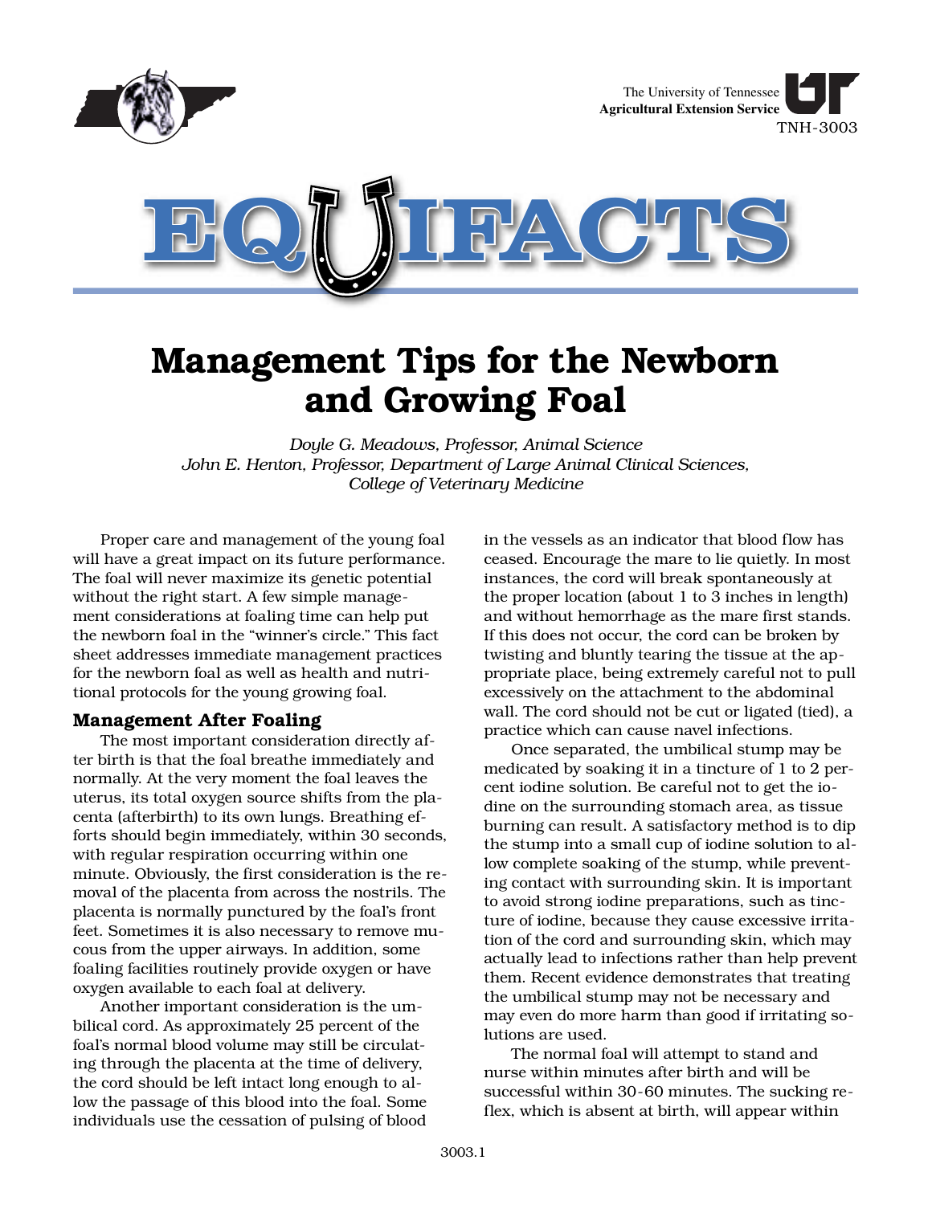The University of Tennessee
**Agricultural Extension Service**
TNH-3003

# EQUIFACTS

# Management Tips for the Newborn and Growing Foal

*Doyle G. Meadows, Professor, Animal Science*
*John E. Henton, Professor, Department of Large Animal Clinical Sciences, College of Veterinary Medicine*

Proper care and management of the young foal will have a great impact on its future performance. The foal will never maximize its genetic potential without the right start. A few simple management considerations at foaling time can help put the newborn foal in the "winner's circle." This fact sheet addresses immediate management practices for the newborn foal as well as health and nutritional protocols for the young growing foal.

## Management After Foaling

The most important consideration directly after birth is that the foal breathe immediately and normally. At the very moment the foal leaves the uterus, its total oxygen source shifts from the placenta (afterbirth) to its own lungs. Breathing efforts should begin immediately, within 30 seconds, with regular respiration occurring within one minute. Obviously, the first consideration is the removal of the placenta from across the nostrils. The placenta is normally punctured by the foal's front feet. Sometimes it is also necessary to remove mucous from the upper airways. In addition, some foaling facilities routinely provide oxygen or have oxygen available to each foal at delivery.

Another important consideration is the umbilical cord. As approximately 25 percent of the foal's normal blood volume may still be circulating through the placenta at the time of delivery, the cord should be left intact long enough to allow the passage of this blood into the foal. Some individuals use the cessation of pulsing of blood in the vessels as an indicator that blood flow has ceased. Encourage the mare to lie quietly. In most instances, the cord will break spontaneously at the proper location (about 1 to 3 inches in length) and without hemorrhage as the mare first stands. If this does not occur, the cord can be broken by twisting and bluntly tearing the tissue at the appropriate place, being extremely careful not to pull excessively on the attachment to the abdominal wall. The cord should not be cut or ligated (tied), a practice which can cause navel infections.

Once separated, the umbilical stump may be medicated by soaking it in a tincture of 1 to 2 percent iodine solution. Be careful not to get the iodine on the surrounding stomach area, as tissue burning can result. A satisfactory method is to dip the stump into a small cup of iodine solution to allow complete soaking of the stump, while preventing contact with surrounding skin. It is important to avoid strong iodine preparations, such as tincture of iodine, because they cause excessive irritation of the cord and surrounding skin, which may actually lead to infections rather than help prevent them. Recent evidence demonstrates that treating the umbilical stump may not be necessary and may even do more harm than good if irritating solutions are used.

The normal foal will attempt to stand and nurse within minutes after birth and will be successful within 30-60 minutes. The sucking reflex, which is absent at birth, will appear within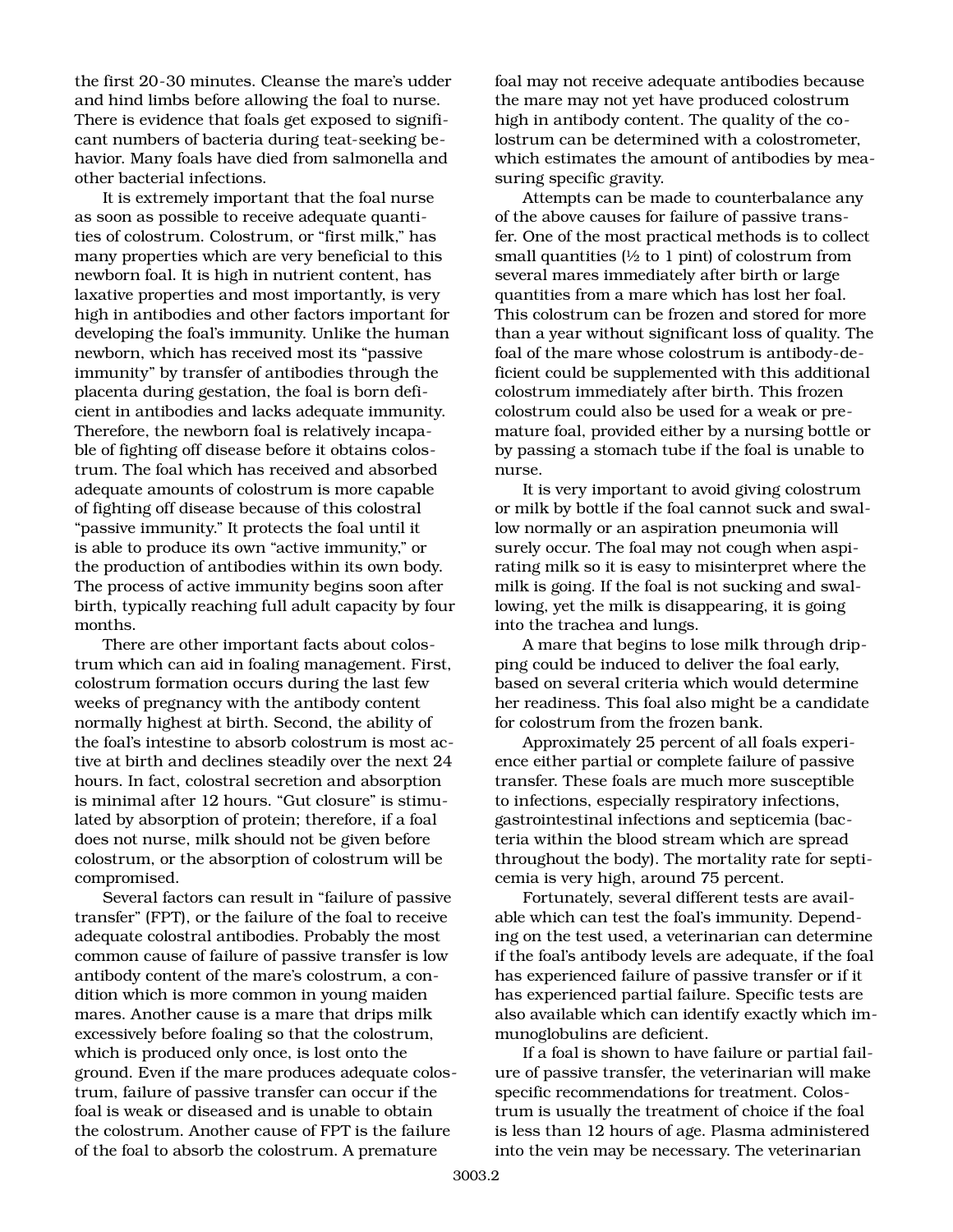the first 20-30 minutes. Cleanse the mare's udder and hind limbs before allowing the foal to nurse. There is evidence that foals get exposed to significant numbers of bacteria during teat-seeking behavior. Many foals have died from salmonella and other bacterial infections.

It is extremely important that the foal nurse as soon as possible to receive adequate quantities of colostrum. Colostrum, or "first milk," has many properties which are very beneficial to this newborn foal. It is high in nutrient content, has laxative properties and most importantly, is very high in antibodies and other factors important for developing the foal's immunity. Unlike the human newborn, which has received most its "passive immunity" by transfer of antibodies through the placenta during gestation, the foal is born deficient in antibodies and lacks adequate immunity. Therefore, the newborn foal is relatively incapable of fighting off disease before it obtains colostrum. The foal which has received and absorbed adequate amounts of colostrum is more capable of fighting off disease because of this colostral "passive immunity." It protects the foal until it is able to produce its own "active immunity," or the production of antibodies within its own body. The process of active immunity begins soon after birth, typically reaching full adult capacity by four months.

There are other important facts about colostrum which can aid in foaling management. First, colostrum formation occurs during the last few weeks of pregnancy with the antibody content normally highest at birth. Second, the ability of the foal's intestine to absorb colostrum is most active at birth and declines steadily over the next 24 hours. In fact, colostral secretion and absorption is minimal after 12 hours. "Gut closure" is stimulated by absorption of protein; therefore, if a foal does not nurse, milk should not be given before colostrum, or the absorption of colostrum will be compromised.

Several factors can result in "failure of passive transfer" (FPT), or the failure of the foal to receive adequate colostral antibodies. Probably the most common cause of failure of passive transfer is low antibody content of the mare's colostrum, a condition which is more common in young maiden mares. Another cause is a mare that drips milk excessively before foaling so that the colostrum, which is produced only once, is lost onto the ground. Even if the mare produces adequate colostrum, failure of passive transfer can occur if the foal is weak or diseased and is unable to obtain the colostrum. Another cause of FPT is the failure of the foal to absorb the colostrum. A premature foal may not receive adequate antibodies because the mare may not yet have produced colostrum high in antibody content. The quality of the colostrum can be determined with a colostrometer, which estimates the amount of antibodies by measuring specific gravity.

Attempts can be made to counterbalance any of the above causes for failure of passive transfer. One of the most practical methods is to collect small quantities (½ to 1 pint) of colostrum from several mares immediately after birth or large quantities from a mare which has lost her foal. This colostrum can be frozen and stored for more than a year without significant loss of quality. The foal of the mare whose colostrum is antibody-deficient could be supplemented with this additional colostrum immediately after birth. This frozen colostrum could also be used for a weak or premature foal, provided either by a nursing bottle or by passing a stomach tube if the foal is unable to nurse.

It is very important to avoid giving colostrum or milk by bottle if the foal cannot suck and swallow normally or an aspiration pneumonia will surely occur. The foal may not cough when aspirating milk so it is easy to misinterpret where the milk is going. If the foal is not sucking and swallowing, yet the milk is disappearing, it is going into the trachea and lungs.

A mare that begins to lose milk through dripping could be induced to deliver the foal early, based on several criteria which would determine her readiness. This foal also might be a candidate for colostrum from the frozen bank.

Approximately 25 percent of all foals experience either partial or complete failure of passive transfer. These foals are much more susceptible to infections, especially respiratory infections, gastrointestinal infections and septicemia (bacteria within the blood stream which are spread throughout the body). The mortality rate for septicemia is very high, around 75 percent.

Fortunately, several different tests are available which can test the foal's immunity. Depending on the test used, a veterinarian can determine if the foal's antibody levels are adequate, if the foal has experienced failure of passive transfer or if it has experienced partial failure. Specific tests are also available which can identify exactly which immunoglobulins are deficient.

If a foal is shown to have failure or partial failure of passive transfer, the veterinarian will make specific recommendations for treatment. Colostrum is usually the treatment of choice if the foal is less than 12 hours of age. Plasma administered into the vein may be necessary. The veterinarian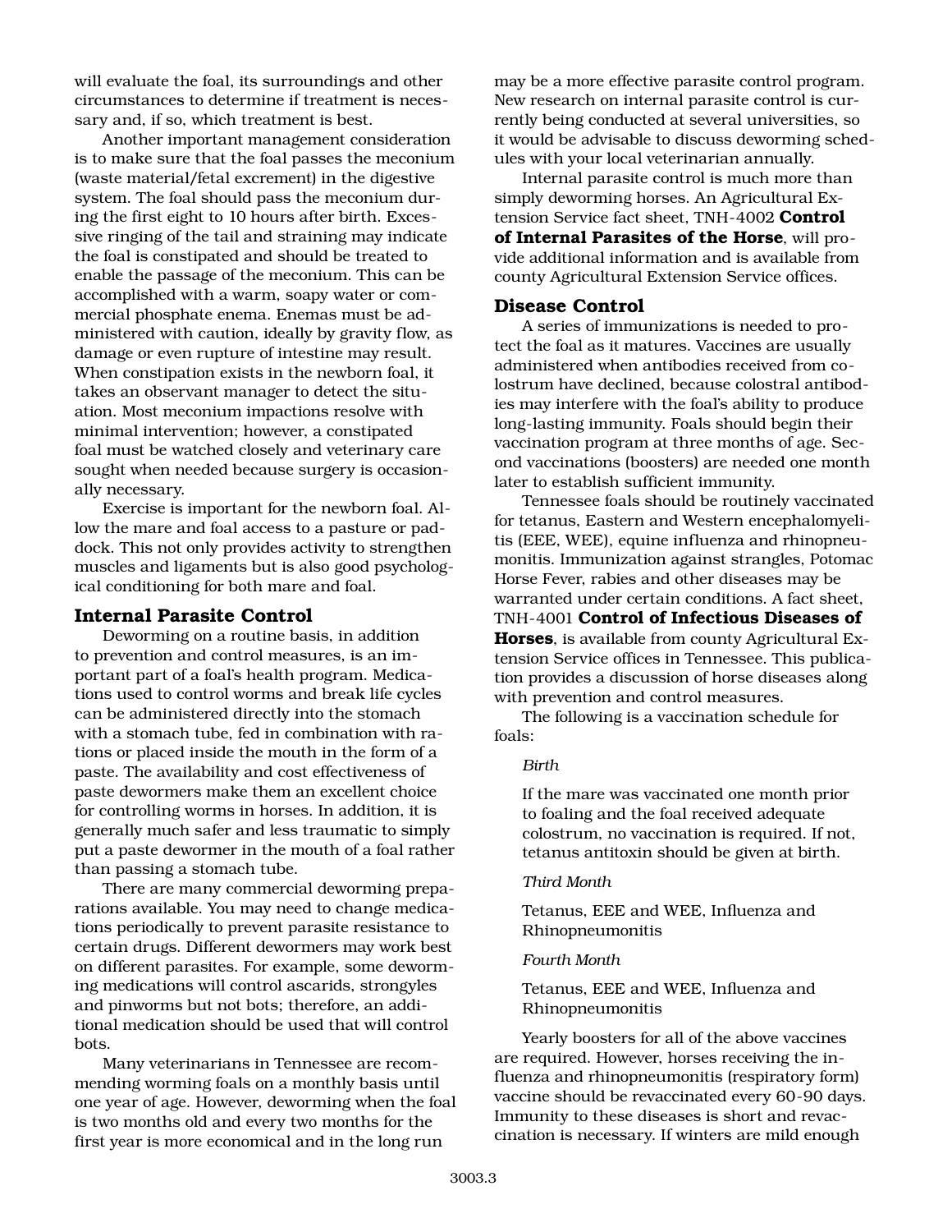will evaluate the foal, its surroundings and other circumstances to determine if treatment is necessary and, if so, which treatment is best.

Another important management consideration is to make sure that the foal passes the meconium (waste material/fetal excrement) in the digestive system. The foal should pass the meconium during the first eight to 10 hours after birth. Excessive ringing of the tail and straining may indicate the foal is constipated and should be treated to enable the passage of the meconium. This can be accomplished with a warm, soapy water or commercial phosphate enema. Enemas must be administered with caution, ideally by gravity flow, as damage or even rupture of intestine may result. When constipation exists in the newborn foal, it takes an observant manager to detect the situation. Most meconium impactions resolve with minimal intervention; however, a constipated foal must be watched closely and veterinary care sought when needed because surgery is occasionally necessary.

Exercise is important for the newborn foal. Allow the mare and foal access to a pasture or paddock. This not only provides activity to strengthen muscles and ligaments but is also good psychological conditioning for both mare and foal.

## Internal Parasite Control

Deworming on a routine basis, in addition to prevention and control measures, is an important part of a foal's health program. Medications used to control worms and break life cycles can be administered directly into the stomach with a stomach tube, fed in combination with rations or placed inside the mouth in the form of a paste. The availability and cost effectiveness of paste dewormers make them an excellent choice for controlling worms in horses. In addition, it is generally much safer and less traumatic to simply put a paste dewormer in the mouth of a foal rather than passing a stomach tube.

There are many commercial deworming preparations available. You may need to change medications periodically to prevent parasite resistance to certain drugs. Different dewormers may work best on different parasites. For example, some deworming medications will control ascarids, strongyles and pinworms but not bots; therefore, an additional medication should be used that will control bots.

Many veterinarians in Tennessee are recommending worming foals on a monthly basis until one year of age. However, deworming when the foal is two months old and every two months for the first year is more economical and in the long run may be a more effective parasite control program. New research on internal parasite control is currently being conducted at several universities, so it would be advisable to discuss deworming schedules with your local veterinarian annually.

Internal parasite control is much more than simply deworming horses. An Agricultural Extension Service fact sheet, TNH-4002 **Control of Internal Parasites of the Horse**, will provide additional information and is available from county Agricultural Extension Service offices.

## Disease Control

A series of immunizations is needed to protect the foal as it matures. Vaccines are usually administered when antibodies received from colostrum have declined, because colostral antibodies may interfere with the foal's ability to produce long-lasting immunity. Foals should begin their vaccination program at three months of age. Second vaccinations (boosters) are needed one month later to establish sufficient immunity.

Tennessee foals should be routinely vaccinated for tetanus, Eastern and Western encephalomyelitis (EEE, WEE), equine influenza and rhinopneumonitis. Immunization against strangles, Potomac Horse Fever, rabies and other diseases may be warranted under certain conditions. A fact sheet, TNH-4001 **Control of Infectious Diseases of Horses**, is available from county Agricultural Extension Service offices in Tennessee. This publication provides a discussion of horse diseases along with prevention and control measures.

The following is a vaccination schedule for foals:

*Birth*

If the mare was vaccinated one month prior to foaling and the foal received adequate colostrum, no vaccination is required. If not, tetanus antitoxin should be given at birth.

*Third Month*

Tetanus, EEE and WEE, Influenza and Rhinopneumonitis

*Fourth Month*

Tetanus, EEE and WEE, Influenza and Rhinopneumonitis

Yearly boosters for all of the above vaccines are required. However, horses receiving the influenza and rhinopneumonitis (respiratory form) vaccine should be revaccinated every 60-90 days. Immunity to these diseases is short and revaccination is necessary. If winters are mild enough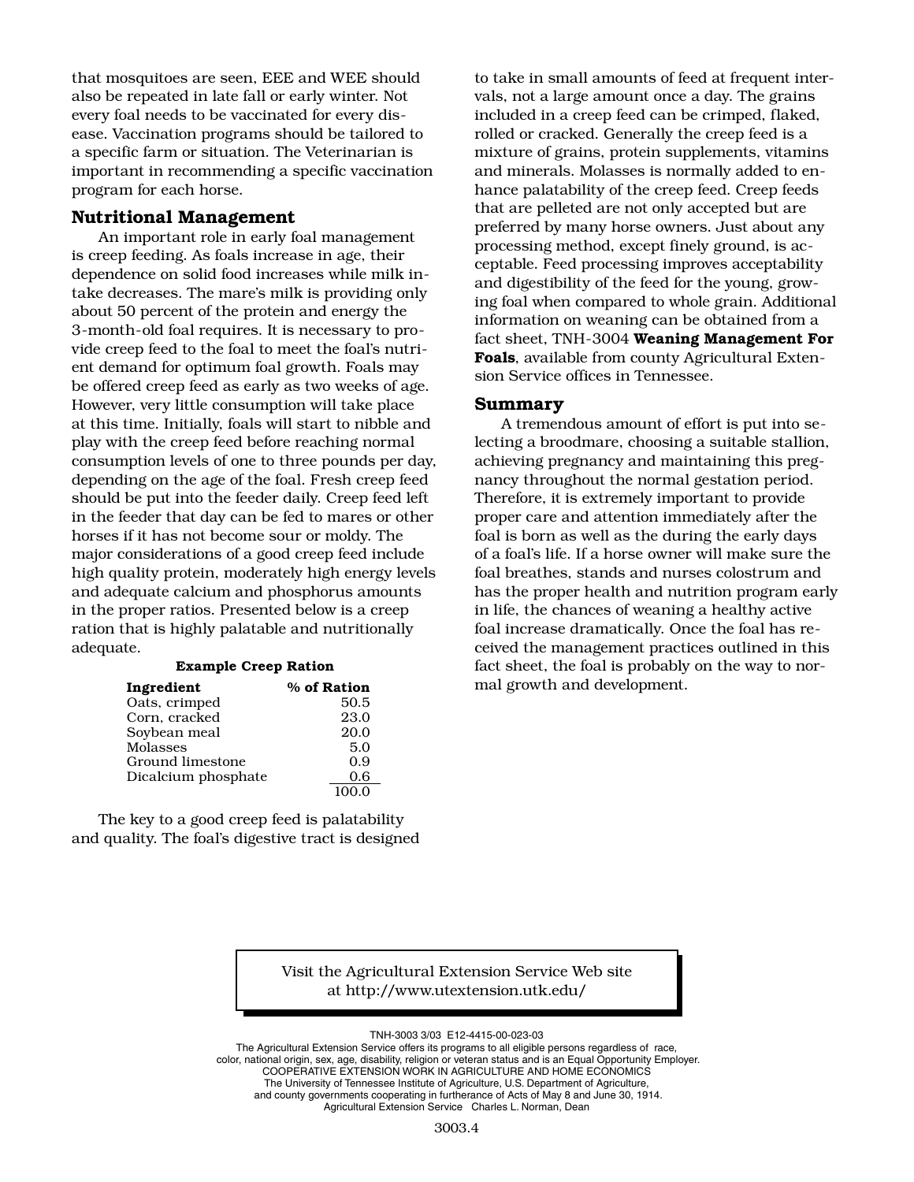that mosquitoes are seen, EEE and WEE should also be repeated in late fall or early winter. Not every foal needs to be vaccinated for every disease. Vaccination programs should be tailored to a specific farm or situation. The Veterinarian is important in recommending a specific vaccination program for each horse.

## Nutritional Management

An important role in early foal management is creep feeding. As foals increase in age, their dependence on solid food increases while milk intake decreases. The mare's milk is providing only about 50 percent of the protein and energy the 3-month-old foal requires. It is necessary to provide creep feed to the foal to meet the foal's nutrient demand for optimum foal growth. Foals may be offered creep feed as early as two weeks of age. However, very little consumption will take place at this time. Initially, foals will start to nibble and play with the creep feed before reaching normal consumption levels of one to three pounds per day, depending on the age of the foal. Fresh creep feed should be put into the feeder daily. Creep feed left in the feeder that day can be fed to mares or other horses if it has not become sour or moldy. The major considerations of a good creep feed include high quality protein, moderately high energy levels and adequate calcium and phosphorus amounts in the proper ratios. Presented below is a creep ration that is highly palatable and nutritionally adequate.

**Example Creep Ration**

| Ingredient | % of Ration |
|---|---|
| Oats, crimped | 50.5 |
| Corn, cracked | 23.0 |
| Soybean meal | 20.0 |
| Molasses | 5.0 |
| Ground limestone | 0.9 |
| Dicalcium phosphate | 0.6 |
| | 100.0 |

The key to a good creep feed is palatability and quality. The foal's digestive tract is designed to take in small amounts of feed at frequent intervals, not a large amount once a day. The grains included in a creep feed can be crimped, flaked, rolled or cracked. Generally the creep feed is a mixture of grains, protein supplements, vitamins and minerals. Molasses is normally added to enhance palatability of the creep feed. Creep feeds that are pelleted are not only accepted but are preferred by many horse owners. Just about any processing method, except finely ground, is acceptable. Feed processing improves acceptability and digestibility of the feed for the young, growing foal when compared to whole grain. Additional information on weaning can be obtained from a fact sheet, TNH-3004 **Weaning Management For Foals**, available from county Agricultural Extension Service offices in Tennessee.

## Summary

A tremendous amount of effort is put into selecting a broodmare, choosing a suitable stallion, achieving pregnancy and maintaining this pregnancy throughout the normal gestation period. Therefore, it is extremely important to provide proper care and attention immediately after the foal is born as well as the during the early days of a foal's life. If a horse owner will make sure the foal breathes, stands and nurses colostrum and has the proper health and nutrition program early in life, the chances of weaning a healthy active foal increase dramatically. Once the foal has received the management practices outlined in this fact sheet, the foal is probably on the way to normal growth and development.

Visit the Agricultural Extension Service Web site at http://www.utextension.utk.edu/

TNH-3003 3/03 E12-4415-00-023-03

The Agricultural Extension Service offers its programs to all eligible persons regardless of race, color, national origin, sex, age, disability, religion or veteran status and is an Equal Opportunity Employer.
COOPERATIVE EXTENSION WORK IN AGRICULTURE AND HOME ECONOMICS
The University of Tennessee Institute of Agriculture, U.S. Department of Agriculture, and county governments cooperating in furtherance of Acts of May 8 and June 30, 1914.
Agricultural Extension Service Charles L. Norman, Dean